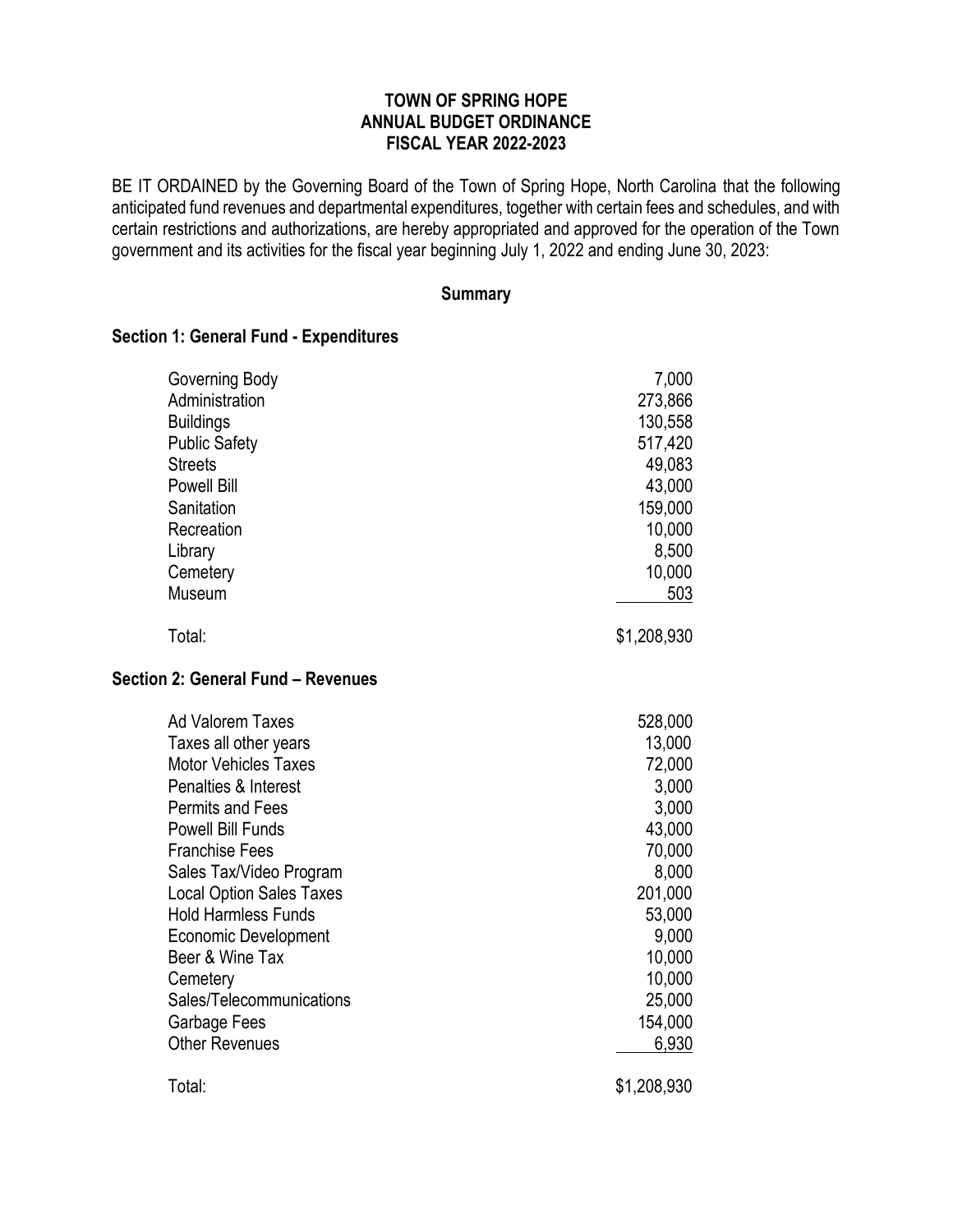# TOWN OF SPRING HOPE
# ANNUAL BUDGET ORDINANCE
# FISCAL YEAR 2022-2023

BE IT ORDAINED by the Governing Board of the Town of Spring Hope, North Carolina that the following anticipated fund revenues and departmental expenditures, together with certain fees and schedules, and with certain restrictions and authorizations, are hereby appropriated and approved for the operation of the Town government and its activities for the fiscal year beginning July 1, 2022 and ending June 30, 2023:

## Summary

### Section 1: General Fund - Expenditures

| | |
|---|---|
| Governing Body | 7,000 |
| Administration | 273,866 |
| Buildings | 130,558 |
| Public Safety | 517,420 |
| Streets | 49,083 |
| Powell Bill | 43,000 |
| Sanitation | 159,000 |
| Recreation | 10,000 |
| Library | 8,500 |
| Cemetery | 10,000 |
| Museum | 503 |
| Total: | $1,208,930 |

### Section 2: General Fund – Revenues

| | |
|---|---|
| Ad Valorem Taxes | 528,000 |
| Taxes all other years | 13,000 |
| Motor Vehicles Taxes | 72,000 |
| Penalties & Interest | 3,000 |
| Permits and Fees | 3,000 |
| Powell Bill Funds | 43,000 |
| Franchise Fees | 70,000 |
| Sales Tax/Video Program | 8,000 |
| Local Option Sales Taxes | 201,000 |
| Hold Harmless Funds | 53,000 |
| Economic Development | 9,000 |
| Beer & Wine Tax | 10,000 |
| Cemetery | 10,000 |
| Sales/Telecommunications | 25,000 |
| Garbage Fees | 154,000 |
| Other Revenues | 6,930 |
| Total: | $1,208,930 |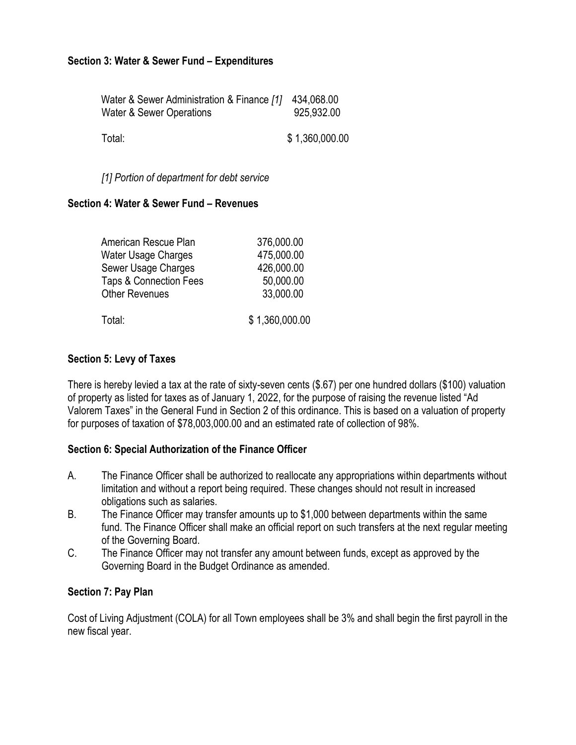**Section 3: Water & Sewer Fund – Expenditures**

| | |
|---|---|
| Water & Sewer Administration & Finance *[1]* | 434,068.00 |
| Water & Sewer Operations | 925,932.00 |
| Total: | $ 1,360,000.00 |

*[1] Portion of department for debt service*

**Section 4: Water & Sewer Fund – Revenues**

| | |
|---|---|
| American Rescue Plan | 376,000.00 |
| Water Usage Charges | 475,000.00 |
| Sewer Usage Charges | 426,000.00 |
| Taps & Connection Fees | 50,000.00 |
| Other Revenues | 33,000.00 |
| Total: | $ 1,360,000.00 |

**Section 5: Levy of Taxes**

There is hereby levied a tax at the rate of sixty-seven cents ($.67) per one hundred dollars ($100) valuation of property as listed for taxes as of January 1, 2022, for the purpose of raising the revenue listed "Ad Valorem Taxes" in the General Fund in Section 2 of this ordinance. This is based on a valuation of property for purposes of taxation of $78,003,000.00 and an estimated rate of collection of 98%.

**Section 6: Special Authorization of the Finance Officer**

A. The Finance Officer shall be authorized to reallocate any appropriations within departments without limitation and without a report being required. These changes should not result in increased obligations such as salaries.

B. The Finance Officer may transfer amounts up to $1,000 between departments within the same fund. The Finance Officer shall make an official report on such transfers at the next regular meeting of the Governing Board.

C. The Finance Officer may not transfer any amount between funds, except as approved by the Governing Board in the Budget Ordinance as amended.

**Section 7: Pay Plan**

Cost of Living Adjustment (COLA) for all Town employees shall be 3% and shall begin the first payroll in the new fiscal year.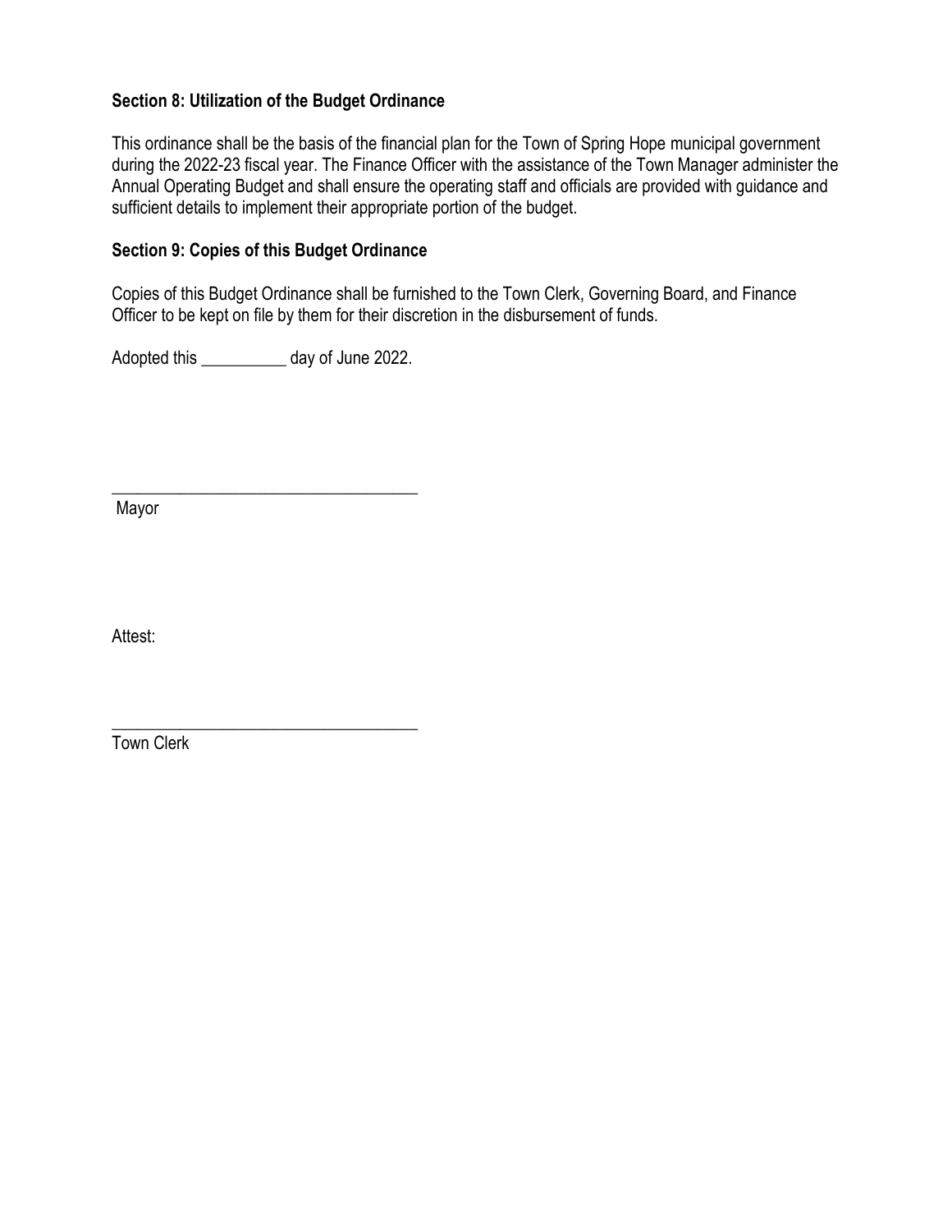**Section 8: Utilization of the Budget Ordinance**

This ordinance shall be the basis of the financial plan for the Town of Spring Hope municipal government during the 2022-23 fiscal year. The Finance Officer with the assistance of the Town Manager administer the Annual Operating Budget and shall ensure the operating staff and officials are provided with guidance and sufficient details to implement their appropriate portion of the budget.

**Section 9: Copies of this Budget Ordinance**

Copies of this Budget Ordinance shall be furnished to the Town Clerk, Governing Board, and Finance Officer to be kept on file by them for their discretion in the disbursement of funds.

Adopted this __________ day of June 2022.

____________________________________
Mayor

Attest:

____________________________________
Town Clerk